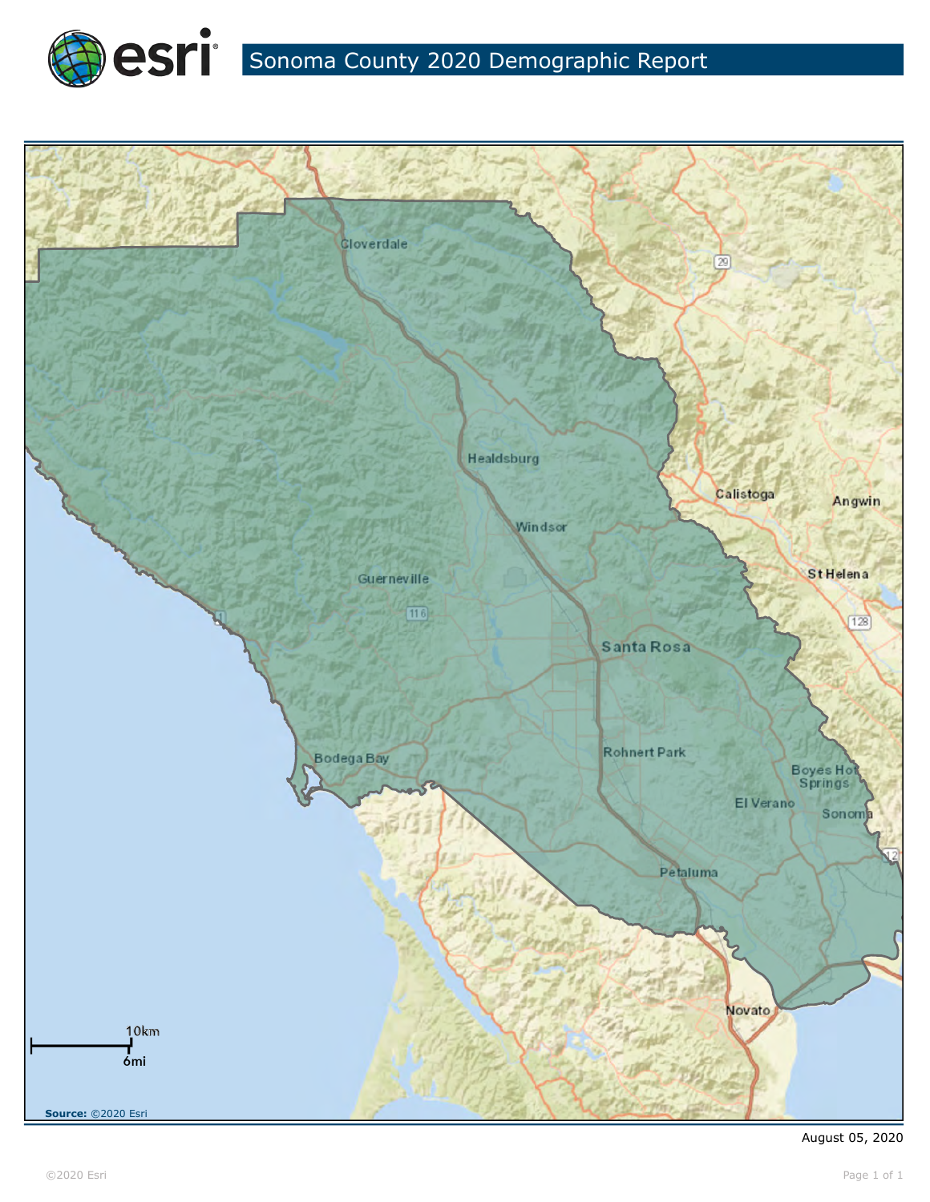# Sonoma County 2020 Demographic Report

Source: ©2020 Esri

August 05, 2020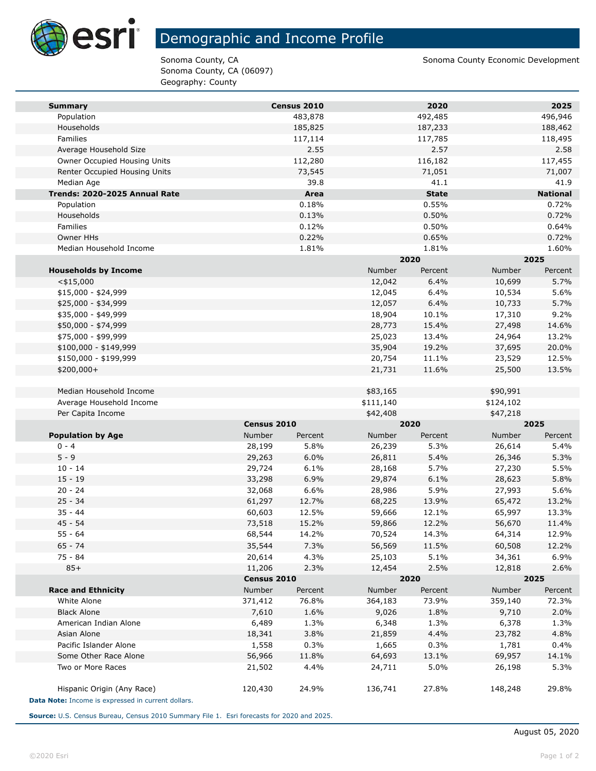# Demographic and Income Profile

Sonoma County, CA
Sonoma County, CA (06097)
Geography: County

Sonoma County Economic Development

| Summary | Census 2010 | 2020 | 2025 |
|---|---|---|---|
| Population | 483,878 | 492,485 | 496,946 |
| Households | 185,825 | 187,233 | 188,462 |
| Families | 117,114 | 117,785 | 118,495 |
| Average Household Size | 2.55 | 2.57 | 2.58 |
| Owner Occupied Housing Units | 112,280 | 116,182 | 117,455 |
| Renter Occupied Housing Units | 73,545 | 71,051 | 71,007 |
| Median Age | 39.8 | 41.1 | 41.9 |

| Trends: 2020-2025 Annual Rate | Area | State | National |
|---|---|---|---|
| Population | 0.18% | 0.55% | 0.72% |
| Households | 0.13% | 0.50% | 0.72% |
| Families | 0.12% | 0.50% | 0.64% |
| Owner HHs | 0.22% | 0.65% | 0.72% |
| Median Household Income | 1.81% | 1.81% | 1.60% |

| | 2020 | | 2025 | |
|---|---|---|---|---|
| Households by Income | Number | Percent | Number | Percent |
| <$15,000 | 12,042 | 6.4% | 10,699 | 5.7% |
| $15,000 - $24,999 | 12,045 | 6.4% | 10,534 | 5.6% |
| $25,000 - $34,999 | 12,057 | 6.4% | 10,733 | 5.7% |
| $35,000 - $49,999 | 18,904 | 10.1% | 17,310 | 9.2% |
| $50,000 - $74,999 | 28,773 | 15.4% | 27,498 | 14.6% |
| $75,000 - $99,999 | 25,023 | 13.4% | 24,964 | 13.2% |
| $100,000 - $149,999 | 35,904 | 19.2% | 37,695 | 20.0% |
| $150,000 - $199,999 | 20,754 | 11.1% | 23,529 | 12.5% |
| $200,000+ | 21,731 | 11.6% | 25,500 | 13.5% |
| | | | | |
| Median Household Income | $83,165 | | $90,991 | |
| Average Household Income | $111,140 | | $124,102 | |
| Per Capita Income | $42,408 | | $47,218 | |

| | Census 2010 | | 2020 | | 2025 | |
|---|---|---|---|---|---|---|
| Population by Age | Number | Percent | Number | Percent | Number | Percent |
| 0 - 4 | 28,199 | 5.8% | 26,239 | 5.3% | 26,614 | 5.4% |
| 5 - 9 | 29,263 | 6.0% | 26,811 | 5.4% | 26,346 | 5.3% |
| 10 - 14 | 29,724 | 6.1% | 28,168 | 5.7% | 27,230 | 5.5% |
| 15 - 19 | 33,298 | 6.9% | 29,874 | 6.1% | 28,623 | 5.8% |
| 20 - 24 | 32,068 | 6.6% | 28,986 | 5.9% | 27,993 | 5.6% |
| 25 - 34 | 61,297 | 12.7% | 68,225 | 13.9% | 65,472 | 13.2% |
| 35 - 44 | 60,603 | 12.5% | 59,666 | 12.1% | 65,997 | 13.3% |
| 45 - 54 | 73,518 | 15.2% | 59,866 | 12.2% | 56,670 | 11.4% |
| 55 - 64 | 68,544 | 14.2% | 70,524 | 14.3% | 64,314 | 12.9% |
| 65 - 74 | 35,544 | 7.3% | 56,569 | 11.5% | 60,508 | 12.2% |
| 75 - 84 | 20,614 | 4.3% | 25,103 | 5.1% | 34,361 | 6.9% |
| 85+ | 11,206 | 2.3% | 12,454 | 2.5% | 12,818 | 2.6% |

| | Census 2010 | | 2020 | | 2025 | |
|---|---|---|---|---|---|---|
| Race and Ethnicity | Number | Percent | Number | Percent | Number | Percent |
| White Alone | 371,412 | 76.8% | 364,183 | 73.9% | 359,140 | 72.3% |
| Black Alone | 7,610 | 1.6% | 9,026 | 1.8% | 9,710 | 2.0% |
| American Indian Alone | 6,489 | 1.3% | 6,348 | 1.3% | 6,378 | 1.3% |
| Asian Alone | 18,341 | 3.8% | 21,859 | 4.4% | 23,782 | 4.8% |
| Pacific Islander Alone | 1,558 | 0.3% | 1,665 | 0.3% | 1,781 | 0.4% |
| Some Other Race Alone | 56,966 | 11.8% | 64,693 | 13.1% | 69,957 | 14.1% |
| Two or More Races | 21,502 | 4.4% | 24,711 | 5.0% | 26,198 | 5.3% |
| | | | | | | |
| Hispanic Origin (Any Race) | 120,430 | 24.9% | 136,741 | 27.8% | 148,248 | 29.8% |

**Data Note:** Income is expressed in current dollars.

**Source:** U.S. Census Bureau, Census 2010 Summary File 1. Esri forecasts for 2020 and 2025.

August 05, 2020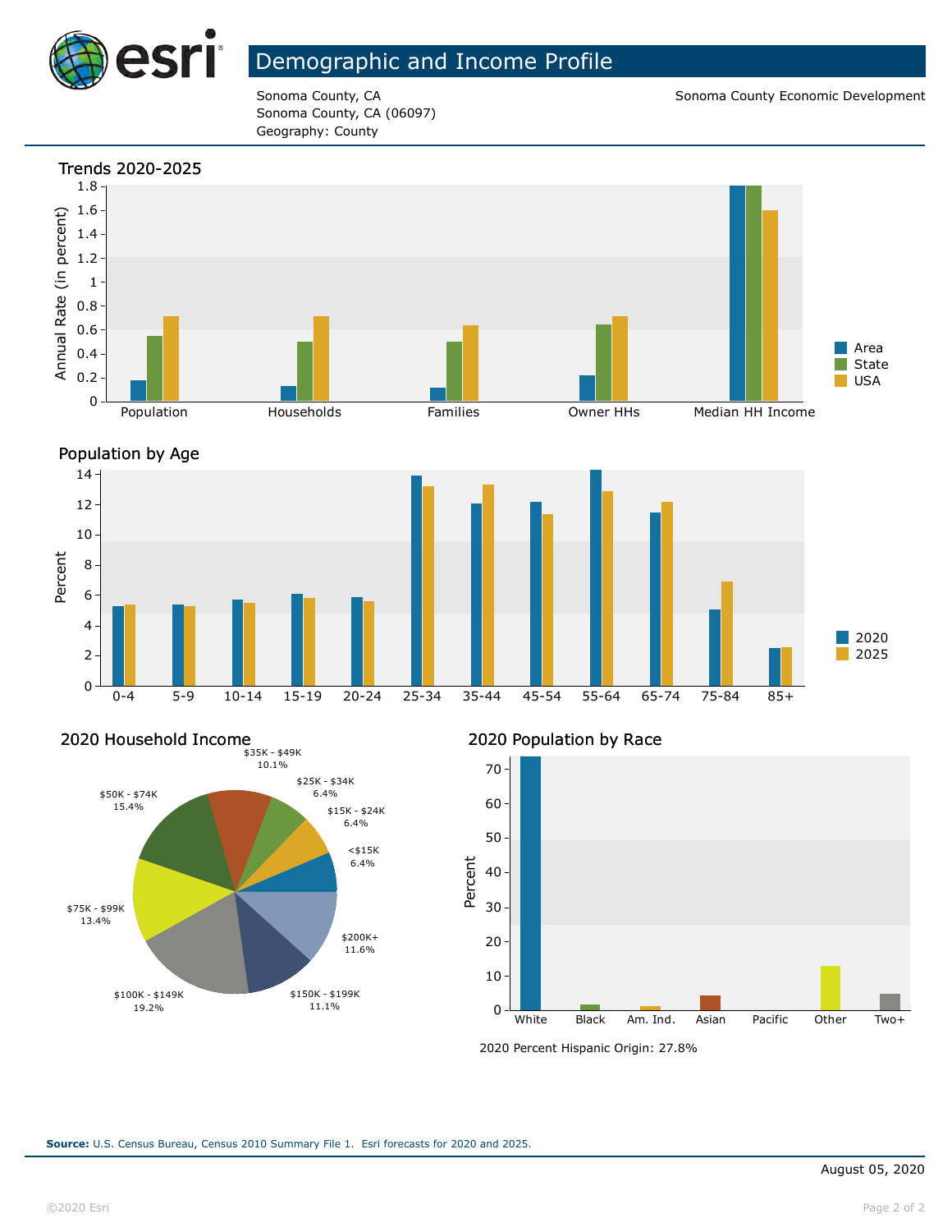# Demographic and Income Profile

Sonoma County, CA
Sonoma County, CA (06097)
Geography: County

Sonoma County Economic Development

## Trends 2020-2025

## Population by Age

## 2020 Household Income

| Income | Percent |
|---|---|
| <$15K | 6.4% |
| $15K - $24K | 6.4% |
| $25K - $34K | 6.4% |
| $35K - $49K | 10.1% |
| $50K - $74K | 15.4% |
| $75K - $99K | 13.4% |
| $100K - $149K | 19.2% |
| $150K - $199K | 11.1% |
| $200K+ | 11.6% |

## 2020 Population by Race

2020 Percent Hispanic Origin: 27.8%

**Source:** U.S. Census Bureau, Census 2010 Summary File 1. Esri forecasts for 2020 and 2025.

August 05, 2020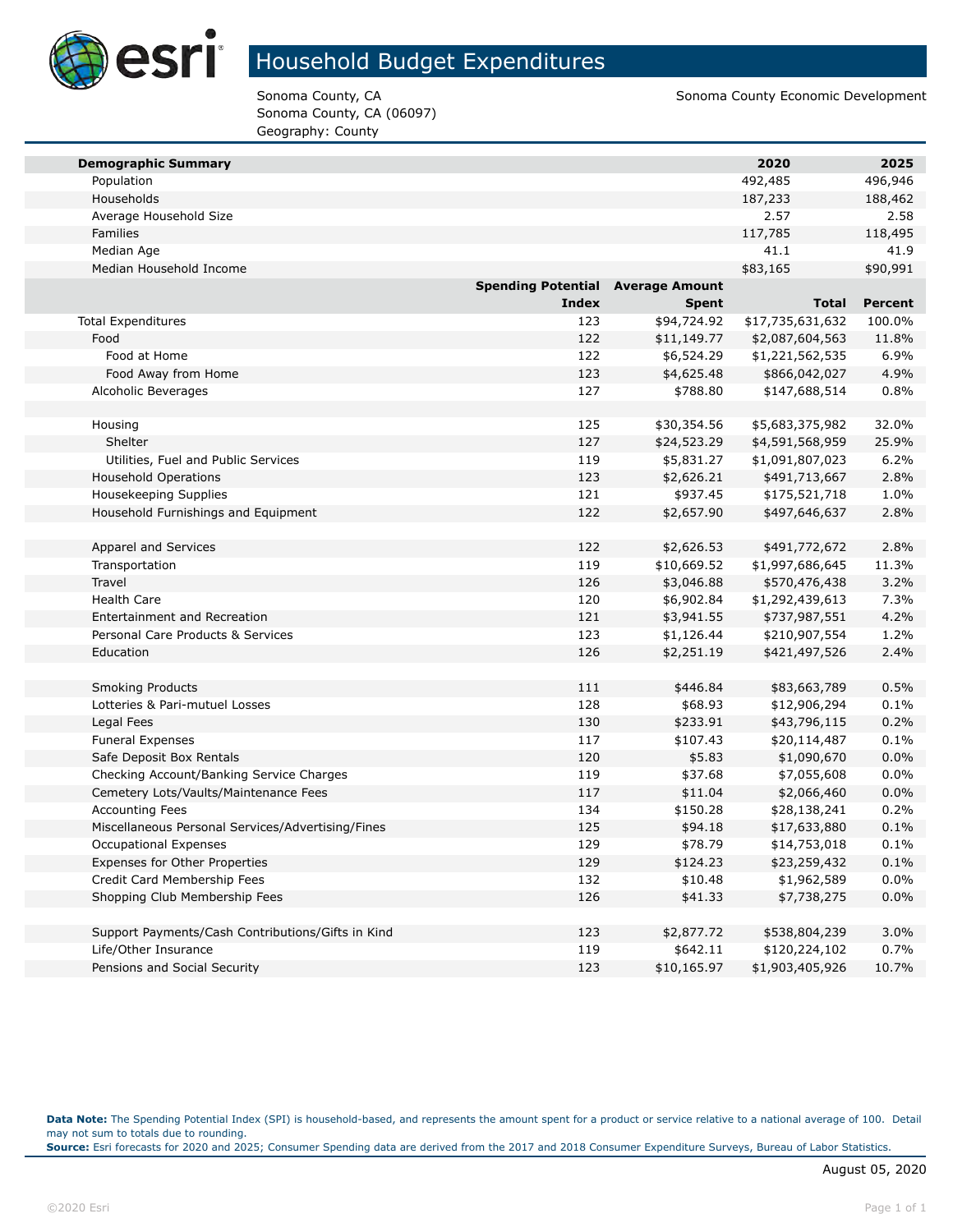# Household Budget Expenditures

Sonoma County, CA
Sonoma County, CA (06097)
Geography: County

Sonoma County Economic Development

| Demographic Summary | | | 2020 | 2025 |
|---|---|---|---|---|
| Population | | | 492,485 | 496,946 |
| Households | | | 187,233 | 188,462 |
| Average Household Size | | | 2.57 | 2.58 |
| Families | | | 117,785 | 118,495 |
| Median Age | | | 41.1 | 41.9 |
| Median Household Income | | | $83,165 | $90,991 |

| | Spending Potential Index | Average Amount Spent | Total | Percent |
|---|---|---|---|---|
| Total Expenditures | 123 | $94,724.92 | $17,735,631,632 | 100.0% |
| Food | 122 | $11,149.77 | $2,087,604,563 | 11.8% |
| Food at Home | 122 | $6,524.29 | $1,221,562,535 | 6.9% |
| Food Away from Home | 123 | $4,625.48 | $866,042,027 | 4.9% |
| Alcoholic Beverages | 127 | $788.80 | $147,688,514 | 0.8% |
| | | | | |
| Housing | 125 | $30,354.56 | $5,683,375,982 | 32.0% |
| Shelter | 127 | $24,523.29 | $4,591,568,959 | 25.9% |
| Utilities, Fuel and Public Services | 119 | $5,831.27 | $1,091,807,023 | 6.2% |
| Household Operations | 123 | $2,626.21 | $491,713,667 | 2.8% |
| Housekeeping Supplies | 121 | $937.45 | $175,521,718 | 1.0% |
| Household Furnishings and Equipment | 122 | $2,657.90 | $497,646,637 | 2.8% |
| | | | | |
| Apparel and Services | 122 | $2,626.53 | $491,772,672 | 2.8% |
| Transportation | 119 | $10,669.52 | $1,997,686,645 | 11.3% |
| Travel | 126 | $3,046.88 | $570,476,438 | 3.2% |
| Health Care | 120 | $6,902.84 | $1,292,439,613 | 7.3% |
| Entertainment and Recreation | 121 | $3,941.55 | $737,987,551 | 4.2% |
| Personal Care Products & Services | 123 | $1,126.44 | $210,907,554 | 1.2% |
| Education | 126 | $2,251.19 | $421,497,526 | 2.4% |
| | | | | |
| Smoking Products | 111 | $446.84 | $83,663,789 | 0.5% |
| Lotteries & Pari-mutuel Losses | 128 | $68.93 | $12,906,294 | 0.1% |
| Legal Fees | 130 | $233.91 | $43,796,115 | 0.2% |
| Funeral Expenses | 117 | $107.43 | $20,114,487 | 0.1% |
| Safe Deposit Box Rentals | 120 | $5.83 | $1,090,670 | 0.0% |
| Checking Account/Banking Service Charges | 119 | $37.68 | $7,055,608 | 0.0% |
| Cemetery Lots/Vaults/Maintenance Fees | 117 | $11.04 | $2,066,460 | 0.0% |
| Accounting Fees | 134 | $150.28 | $28,138,241 | 0.2% |
| Miscellaneous Personal Services/Advertising/Fines | 125 | $94.18 | $17,633,880 | 0.1% |
| Occupational Expenses | 129 | $78.79 | $14,753,018 | 0.1% |
| Expenses for Other Properties | 129 | $124.23 | $23,259,432 | 0.1% |
| Credit Card Membership Fees | 132 | $10.48 | $1,962,589 | 0.0% |
| Shopping Club Membership Fees | 126 | $41.33 | $7,738,275 | 0.0% |
| | | | | |
| Support Payments/Cash Contributions/Gifts in Kind | 123 | $2,877.72 | $538,804,239 | 3.0% |
| Life/Other Insurance | 119 | $642.11 | $120,224,102 | 0.7% |
| Pensions and Social Security | 123 | $10,165.97 | $1,903,405,926 | 10.7% |

**Data Note:** The Spending Potential Index (SPI) is household-based, and represents the amount spent for a product or service relative to a national average of 100. Detail may not sum to totals due to rounding.
**Source:** Esri forecasts for 2020 and 2025; Consumer Spending data are derived from the 2017 and 2018 Consumer Expenditure Surveys, Bureau of Labor Statistics.

August 05, 2020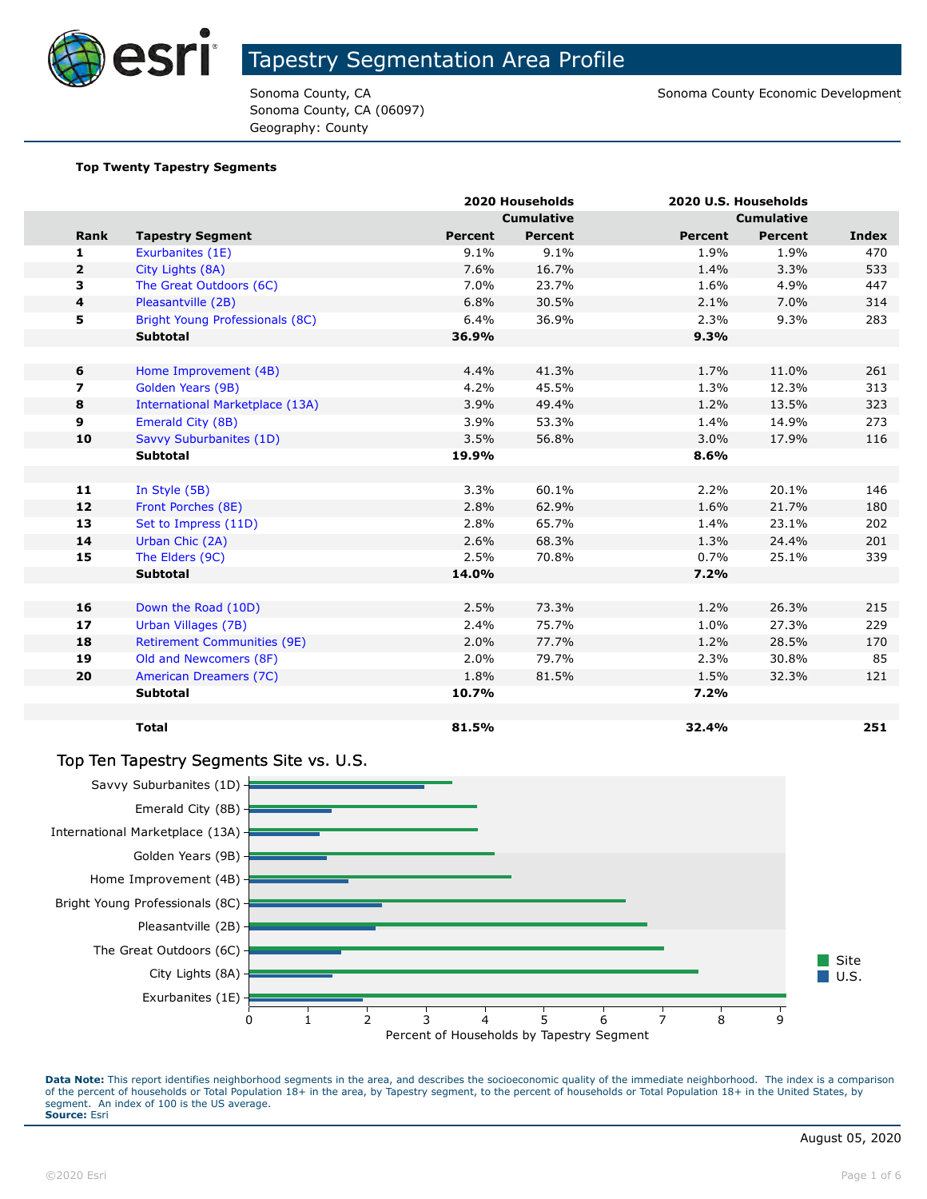# Tapestry Segmentation Area Profile

Sonoma County, CA
Sonoma County, CA (06097)
Geography: County

Sonoma County Economic Development

**Top Twenty Tapestry Segments**

| | | 2020 Households | | 2020 U.S. Households | | |
|---|---|---|---|---|---|---|
| | | | Cumulative | | Cumulative | |
| **Rank** | **Tapestry Segment** | **Percent** | **Percent** | **Percent** | **Percent** | **Index** |
| **1** | Exurbanites (1E) | 9.1% | 9.1% | 1.9% | 1.9% | 470 |
| **2** | City Lights (8A) | 7.6% | 16.7% | 1.4% | 3.3% | 533 |
| **3** | The Great Outdoors (6C) | 7.0% | 23.7% | 1.6% | 4.9% | 447 |
| **4** | Pleasantville (2B) | 6.8% | 30.5% | 2.1% | 7.0% | 314 |
| **5** | Bright Young Professionals (8C) | 6.4% | 36.9% | 2.3% | 9.3% | 283 |
| | **Subtotal** | **36.9%** | | **9.3%** | | |
| | | | | | | |
| **6** | Home Improvement (4B) | 4.4% | 41.3% | 1.7% | 11.0% | 261 |
| **7** | Golden Years (9B) | 4.2% | 45.5% | 1.3% | 12.3% | 313 |
| **8** | International Marketplace (13A) | 3.9% | 49.4% | 1.2% | 13.5% | 323 |
| **9** | Emerald City (8B) | 3.9% | 53.3% | 1.4% | 14.9% | 273 |
| **10** | Savvy Suburbanites (1D) | 3.5% | 56.8% | 3.0% | 17.9% | 116 |
| | **Subtotal** | **19.9%** | | **8.6%** | | |
| | | | | | | |
| **11** | In Style (5B) | 3.3% | 60.1% | 2.2% | 20.1% | 146 |
| **12** | Front Porches (8E) | 2.8% | 62.9% | 1.6% | 21.7% | 180 |
| **13** | Set to Impress (11D) | 2.8% | 65.7% | 1.4% | 23.1% | 202 |
| **14** | Urban Chic (2A) | 2.6% | 68.3% | 1.3% | 24.4% | 201 |
| **15** | The Elders (9C) | 2.5% | 70.8% | 0.7% | 25.1% | 339 |
| | **Subtotal** | **14.0%** | | **7.2%** | | |
| | | | | | | |
| **16** | Down the Road (10D) | 2.5% | 73.3% | 1.2% | 26.3% | 215 |
| **17** | Urban Villages (7B) | 2.4% | 75.7% | 1.0% | 27.3% | 229 |
| **18** | Retirement Communities (9E) | 2.0% | 77.7% | 1.2% | 28.5% | 170 |
| **19** | Old and Newcomers (8F) | 2.0% | 79.7% | 2.3% | 30.8% | 85 |
| **20** | American Dreamers (7C) | 1.8% | 81.5% | 1.5% | 32.3% | 121 |
| | **Subtotal** | **10.7%** | | **7.2%** | | |
| | | | | | | |
| | **Total** | **81.5%** | | **32.4%** | | **251** |

## Top Ten Tapestry Segments Site vs. U.S.

Savvy Suburbanites (1D)
Emerald City (8B)
International Marketplace (13A)
Golden Years (9B)
Home Improvement (4B)
Bright Young Professionals (8C)
Pleasantville (2B)
The Great Outdoors (6C)
City Lights (8A)
Exurbanites (1E)

0 1 2 3 4 5 6 7 8 9

Percent of Households by Tapestry Segment

Site
U.S.

**Data Note:** This report identifies neighborhood segments in the area, and describes the socioeconomic quality of the immediate neighborhood. The index is a comparison of the percent of households or Total Population 18+ in the area, by Tapestry segment, to the percent of households or Total Population 18+ in the United States, by segment. An index of 100 is the US average.
**Source:** Esri

August 05, 2020